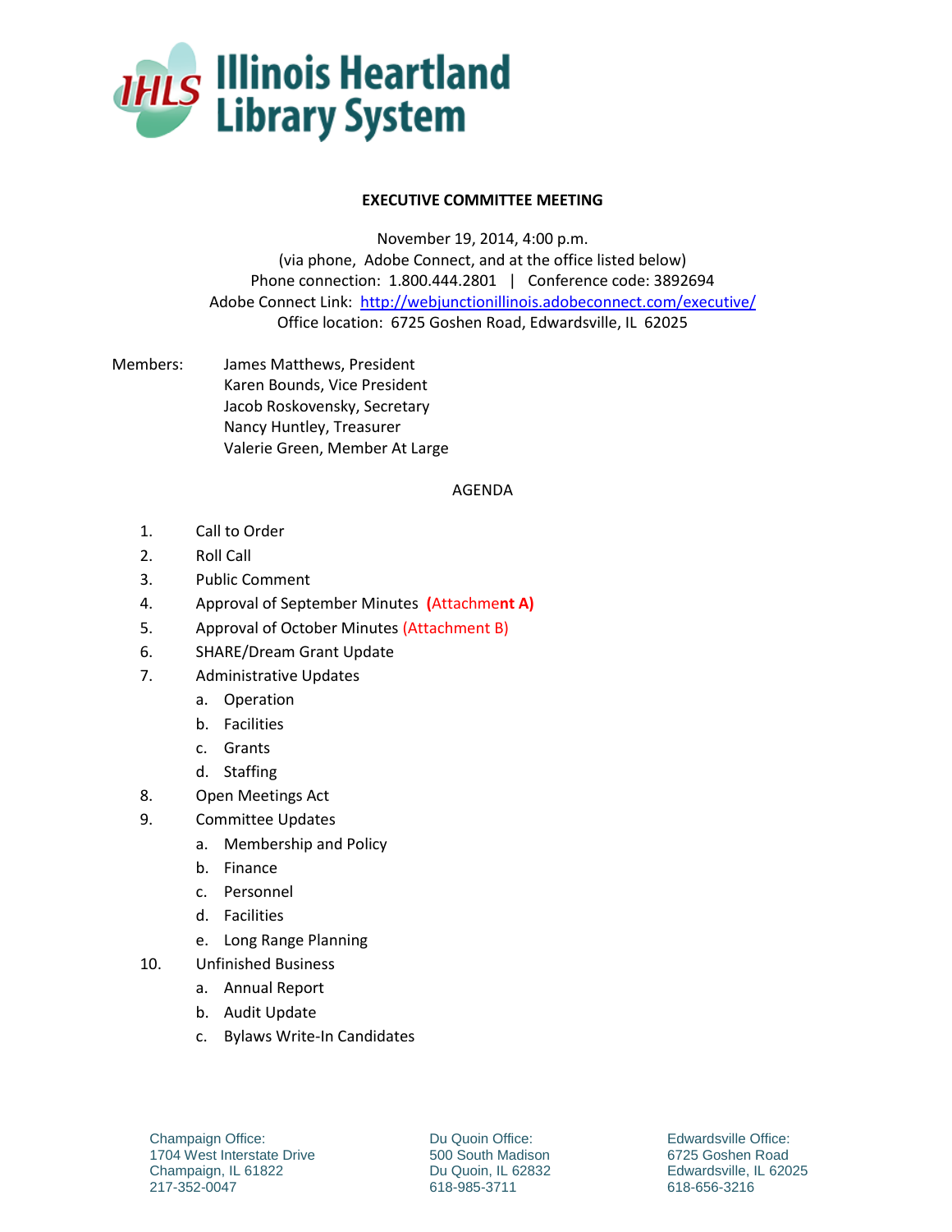**Illinois Heartland Library System**

## EXECUTIVE COMMITTEE MEETING

November 19, 2014, 4:00 p.m.
(via phone, Adobe Connect, and at the office listed below)
Phone connection: 1.800.444.2801 | Conference code: 3892694
Adobe Connect Link: http://webjunctionillinois.adobeconnect.com/executive/
Office location: 6725 Goshen Road, Edwardsville, IL 62025

Members:
- James Matthews, President
- Karen Bounds, Vice President
- Jacob Roskovensky, Secretary
- Nancy Huntley, Treasurer
- Valerie Green, Member At Large

### AGENDA

1. Call to Order
2. Roll Call
3. Public Comment
4. Approval of September Minutes **(Attachment A)**
5. Approval of October Minutes (Attachment B)
6. SHARE/Dream Grant Update
7. Administrative Updates
   a. Operation
   b. Facilities
   c. Grants
   d. Staffing
8. Open Meetings Act
9. Committee Updates
   a. Membership and Policy
   b. Finance
   c. Personnel
   d. Facilities
   e. Long Range Planning
10. Unfinished Business
    a. Annual Report
    b. Audit Update
    c. Bylaws Write-In Candidates

Champaign Office:
1704 West Interstate Drive
Champaign, IL 61822
217-352-0047

Du Quoin Office:
500 South Madison
Du Quoin, IL 62832
618-985-3711

Edwardsville Office:
6725 Goshen Road
Edwardsville, IL 62025
618-656-3216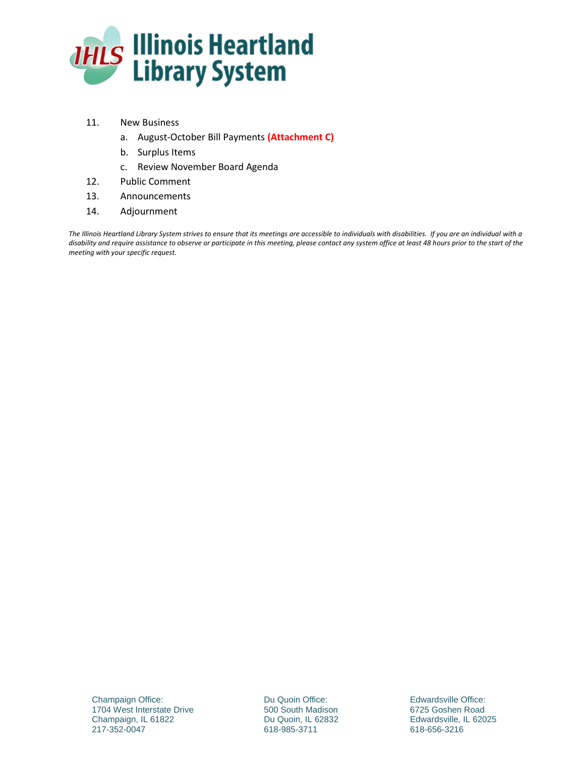11. New Business
    a. August-October Bill Payments **(Attachment C)**
    b. Surplus Items
    c. Review November Board Agenda
12. Public Comment
13. Announcements
14. Adjournment

*The Illinois Heartland Library System strives to ensure that its meetings are accessible to individuals with disabilities. If you are an individual with a disability and require assistance to observe or participate in this meeting, please contact any system office at least 48 hours prior to the start of the meeting with your specific request.*

Champaign Office:
1704 West Interstate Drive
Champaign, IL 61822
217-352-0047

Du Quoin Office:
500 South Madison
Du Quoin, IL 62832
618-985-3711

Edwardsville Office:
6725 Goshen Road
Edwardsville, IL 62025
618-656-3216